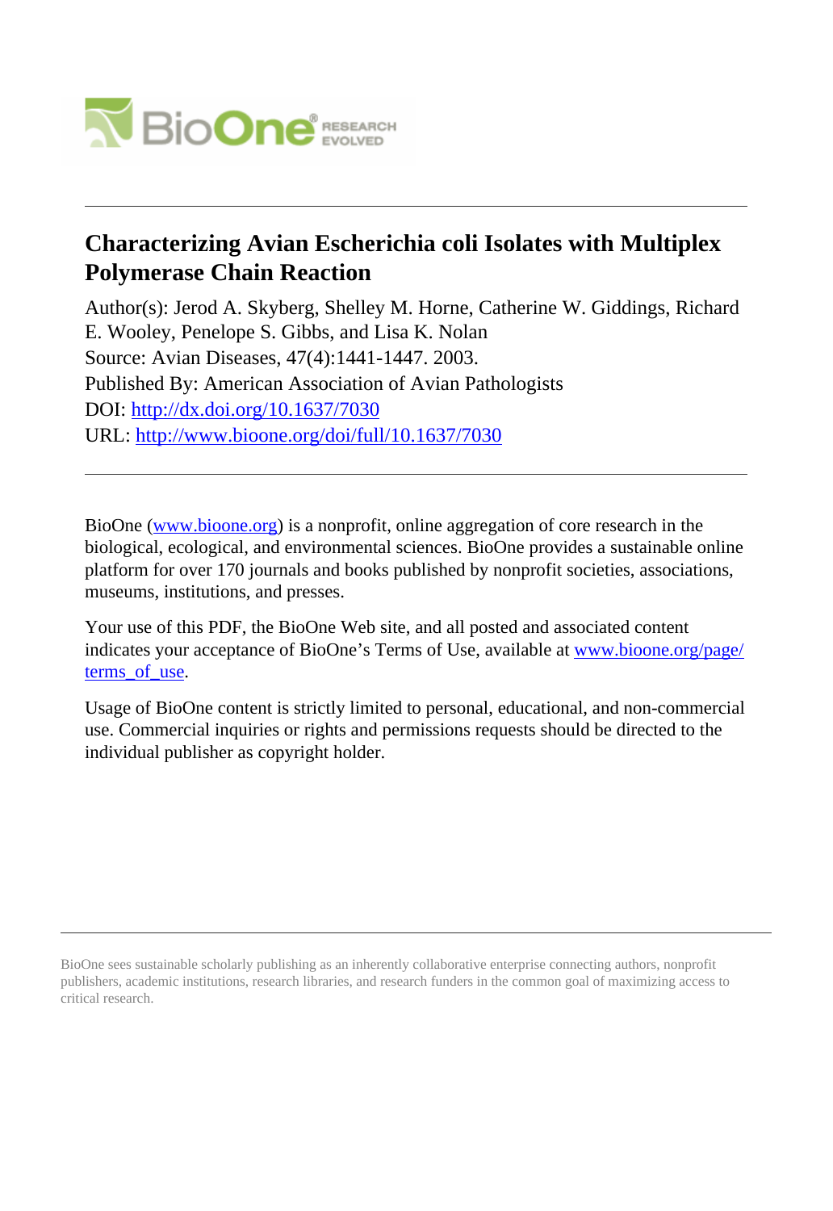# Characterizing Avian Escherichia coli Isolates with Multiplex Polymerase Chain Reaction

Author(s): Jerod A. Skyberg, Shelley M. Horne, Catherine W. Giddings, Richard E. Wooley, Penelope S. Gibbs, and Lisa K. Nolan

Source: Avian Diseases, 47(4):1441-1447. 2003.

Published By: American Association of Avian Pathologists

DOI: http://dx.doi.org/10.1637/7030

URL: http://www.bioone.org/doi/full/10.1637/7030

---

BioOne (www.bioone.org) is a nonprofit, online aggregation of core research in the biological, ecological, and environmental sciences. BioOne provides a sustainable online platform for over 170 journals and books published by nonprofit societies, associations, museums, institutions, and presses.

Your use of this PDF, the BioOne Web site, and all posted and associated content indicates your acceptance of BioOne's Terms of Use, available at www.bioone.org/page/terms_of_use.

Usage of BioOne content is strictly limited to personal, educational, and non-commercial use. Commercial inquiries or rights and permissions requests should be directed to the individual publisher as copyright holder.

---

BioOne sees sustainable scholarly publishing as an inherently collaborative enterprise connecting authors, nonprofit publishers, academic institutions, research libraries, and research funders in the common goal of maximizing access to critical research.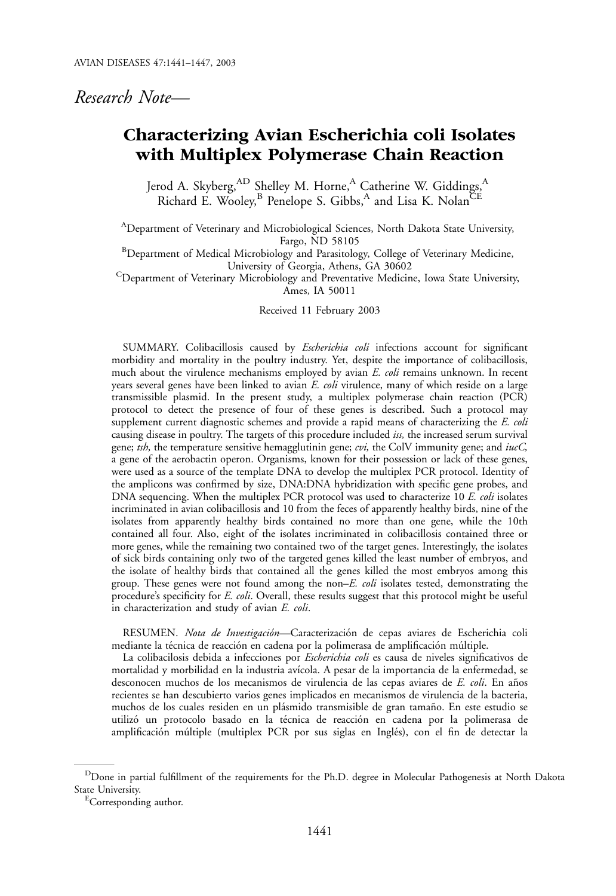*Research Note—*

# Characterizing Avian Escherichia coli Isolates with Multiplex Polymerase Chain Reaction

Jerod A. Skyberg,[AD] Shelley M. Horne,[A] Catherine W. Giddings,[A] Richard E. Wooley,[B] Penelope S. Gibbs,[A] and Lisa K. Nolan[CE]

[A]Department of Veterinary and Microbiological Sciences, North Dakota State University, Fargo, ND 58105
[B]Department of Medical Microbiology and Parasitology, College of Veterinary Medicine, University of Georgia, Athens, GA 30602
[C]Department of Veterinary Microbiology and Preventative Medicine, Iowa State University, Ames, IA 50011

Received 11 February 2003

SUMMARY. Colibacillosis caused by *Escherichia coli* infections account for significant morbidity and mortality in the poultry industry. Yet, despite the importance of colibacillosis, much about the virulence mechanisms employed by avian *E. coli* remains unknown. In recent years several genes have been linked to avian *E. coli* virulence, many of which reside on a large transmissible plasmid. In the present study, a multiplex polymerase chain reaction (PCR) protocol to detect the presence of four of these genes is described. Such a protocol may supplement current diagnostic schemes and provide a rapid means of characterizing the *E. coli* causing disease in poultry. The targets of this procedure included *iss,* the increased serum survival gene; *tsh,* the temperature sensitive hemagglutinin gene; *cvi,* the ColV immunity gene; and *iucC,* a gene of the aerobactin operon. Organisms, known for their possession or lack of these genes, were used as a source of the template DNA to develop the multiplex PCR protocol. Identity of the amplicons was confirmed by size, DNA:DNA hybridization with specific gene probes, and DNA sequencing. When the multiplex PCR protocol was used to characterize 10 *E. coli* isolates incriminated in avian colibacillosis and 10 from the feces of apparently healthy birds, nine of the isolates from apparently healthy birds contained no more than one gene, while the 10th contained all four. Also, eight of the isolates incriminated in colibacillosis contained three or more genes, while the remaining two contained two of the target genes. Interestingly, the isolates of sick birds containing only two of the targeted genes killed the least number of embryos, and the isolate of healthy birds that contained all the genes killed the most embryos among this group. These genes were not found among the non–*E. coli* isolates tested, demonstrating the procedure's specificity for *E. coli*. Overall, these results suggest that this protocol might be useful in characterization and study of avian *E. coli*.

RESUMEN. *Nota de Investigación*—Caracterización de cepas aviares de Escherichia coli mediante la técnica de reacción en cadena por la polimerasa de amplificación múltiple.

La colibacilosis debida a infecciones por *Escherichia coli* es causa de niveles significativos de mortalidad y morbilidad en la industria avícola. A pesar de la importancia de la enfermedad, se desconocen muchos de los mecanismos de virulencia de las cepas aviares de *E. coli*. En años recientes se han descubierto varios genes implicados en mecanismos de virulencia de la bacteria, muchos de los cuales residen en un plásmido transmisible de gran tamaño. En este estudio se utilizó un protocolo basado en la técnica de reacción en cadena por la polimerasa de amplificación múltiple (multiplex PCR por sus siglas en Inglés), con el fin de detectar la

[D]Done in partial fulfillment of the requirements for the Ph.D. degree in Molecular Pathogenesis at North Dakota State University.
[E]Corresponding author.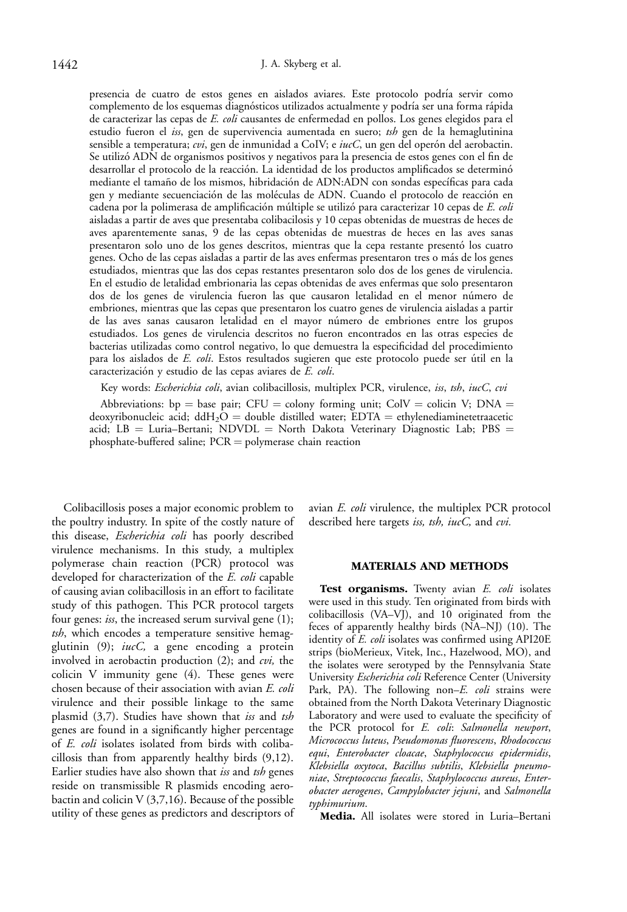presencia de cuatro de estos genes en aislados aviares. Este protocolo podría servir como complemento de los esquemas diagnósticos utilizados actualmente y podría ser una forma rápida de caracterizar las cepas de *E. coli* causantes de enfermedad en pollos. Los genes elegidos para el estudio fueron el *iss*, gen de supervivencia aumentada en suero; *tsh* gen de la hemaglutinina sensible a temperatura; *cvi*, gen de inmunidad a CoIV; e *iucC*, un gen del operón del aerobactin. Se utilizó ADN de organismos positivos y negativos para la presencia de estos genes con el fin de desarrollar el protocolo de la reacción. La identidad de los productos amplificados se determinó mediante el tamaño de los mismos, hibridación de ADN:ADN con sondas específicas para cada gen y mediante secuenciación de las moléculas de ADN. Cuando el protocolo de reacción en cadena por la polimerasa de amplificación múltiple se utilizó para caracterizar 10 cepas de *E. coli* aisladas a partir de aves que presentaba colibacilosis y 10 cepas obtenidas de muestras de heces de aves aparentemente sanas, 9 de las cepas obtenidas de muestras de heces en las aves sanas presentaron solo uno de los genes descritos, mientras que la cepa restante presentó los cuatro genes. Ocho de las cepas aisladas a partir de las aves enfermas presentaron tres o más de los genes estudiados, mientras que las dos cepas restantes presentaron solo dos de los genes de virulencia. En el estudio de letalidad embrionaria las cepas obtenidas de aves enfermas que solo presentaron dos de los genes de virulencia fueron las que causaron letalidad en el menor número de embriones, mientras que las cepas que presentaron los cuatro genes de virulencia aisladas a partir de las aves sanas causaron letalidad en el mayor número de embriones entre los grupos estudiados. Los genes de virulencia descritos no fueron encontrados en las otras especies de bacterias utilizadas como control negativo, lo que demuestra la especificidad del procedimiento para los aislados de *E. coli*. Estos resultados sugieren que este protocolo puede ser útil en la caracterización y estudio de las cepas aviares de *E. coli*.

Key words: *Escherichia coli*, avian colibacillosis, multiplex PCR, virulence, *iss*, *tsh*, *iucC*, *cvi*

Abbreviations: bp = base pair; CFU = colony forming unit; ColV = colicin V; DNA = deoxyribonucleic acid; $ddH_2O$ = double distilled water; EDTA = ethylenediaminetetraacetic acid; LB = Luria–Bertani; NDVDL = North Dakota Veterinary Diagnostic Lab; PBS = phosphate-buffered saline; PCR = polymerase chain reaction

Colibacillosis poses a major economic problem to the poultry industry. In spite of the costly nature of this disease, *Escherichia coli* has poorly described virulence mechanisms. In this study, a multiplex polymerase chain reaction (PCR) protocol was developed for characterization of the *E. coli* capable of causing avian colibacillosis in an effort to facilitate study of this pathogen. This PCR protocol targets four genes: *iss*, the increased serum survival gene (1); *tsh*, which encodes a temperature sensitive hemagglutinin (9); *iucC,* a gene encoding a protein involved in aerobactin production (2); and *cvi,* the colicin V immunity gene (4). These genes were chosen because of their association with avian *E. coli* virulence and their possible linkage to the same plasmid (3,7). Studies have shown that *iss* and *tsh* genes are found in a significantly higher percentage of *E. coli* isolates isolated from birds with colibacillosis than from apparently healthy birds (9,12). Earlier studies have also shown that *iss* and *tsh* genes reside on transmissible R plasmids encoding aerobactin and colicin V (3,7,16). Because of the possible utility of these genes as predictors and descriptors of avian *E. coli* virulence, the multiplex PCR protocol described here targets *iss, tsh, iucC,* and *cvi.*

## MATERIALS AND METHODS

**Test organisms.** Twenty avian *E. coli* isolates were used in this study. Ten originated from birds with colibacillosis (VA–VJ), and 10 originated from the feces of apparently healthy birds (NA–NJ) (10). The identity of *E. coli* isolates was confirmed using API20E strips (bioMerieux, Vitek, Inc., Hazelwood, MO), and the isolates were serotyped by the Pennsylvania State University *Escherichia coli* Reference Center (University Park, PA). The following non–*E. coli* strains were obtained from the North Dakota Veterinary Diagnostic Laboratory and were used to evaluate the specificity of the PCR protocol for *E. coli*: *Salmonella newport*, *Micrococcus luteus*, *Pseudomonas fluorescens*, *Rhodococcus equi*, *Enterobacter cloacae*, *Staphylococcus epidermidis*, *Klebsiella oxytoca*, *Bacillus subtilis*, *Klebsiella pneumoniae*, *Streptococcus faecalis*, *Staphylococcus aureus*, *Enterobacter aerogenes*, *Campylobacter jejuni*, and *Salmonella typhimurium*.

**Media.** All isolates were stored in Luria–Bertani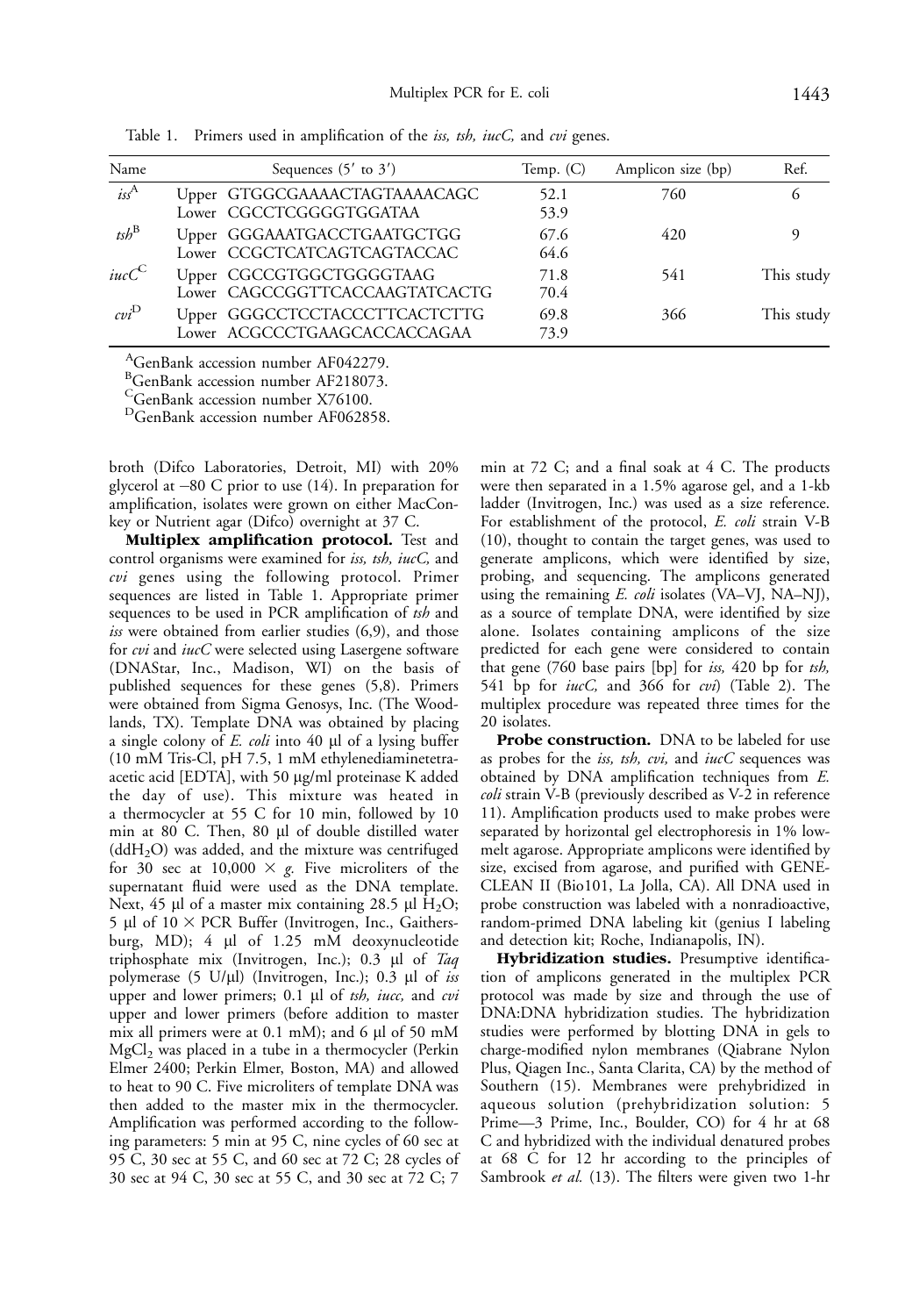Table 1. Primers used in amplification of the *iss, tsh, iucC,* and *cvi* genes.

| Name | Sequences (5′ to 3′) | Temp. (C) | Amplicon size (bp) | Ref. |
|---|---|---|---|---|
| *iss*[A] | Upper GTGGCGAAAACTAGTAAAACAGC | 52.1 | 760 | 6 |
| | Lower CGCCTCGGGGTGGATAA | 53.9 | | |
| *tsh*[B] | Upper GGGAAATGACCTGAATGCTGG | 67.6 | 420 | 9 |
| | Lower CCGCTCATCAGTCAGTACCAC | 64.6 | | |
| *iucC*[C] | Upper CGCCGTGGCTGGGGTAAG | 71.8 | 541 | This study |
| | Lower CAGCCGGTTCACCAAGTATCACTG | 70.4 | | |
| *cvi*[D] | Upper GGGCCTCCTACCCTTCACTCTTG | 69.8 | 366 | This study |
| | Lower ACGCCCTGAAGCACCACCAGAA | 73.9 | | |

[A]GenBank accession number AF042279.
[B]GenBank accession number AF218073.
[C]GenBank accession number X76100.
[D]GenBank accession number AF062858.

broth (Difco Laboratories, Detroit, MI) with 20% glycerol at −80 C prior to use (14). In preparation for amplification, isolates were grown on either MacConkey or Nutrient agar (Difco) overnight at 37 C.

**Multiplex amplification protocol.** Test and control organisms were examined for *iss, tsh, iucC,* and *cvi* genes using the following protocol. Primer sequences are listed in Table 1. Appropriate primer sequences to be used in PCR amplification of *tsh* and *iss* were obtained from earlier studies (6,9), and those for *cvi* and *iucC* were selected using Lasergene software (DNAStar, Inc., Madison, WI) on the basis of published sequences for these genes (5,8). Primers were obtained from Sigma Genosys, Inc. (The Woodlands, TX). Template DNA was obtained by placing a single colony of *E. coli* into 40 µl of a lysing buffer (10 mM Tris-Cl, pH 7.5, 1 mM ethylenediaminetetraacetic acid [EDTA], with 50 µg/ml proteinase K added the day of use). This mixture was heated in a thermocycler at 55 C for 10 min, followed by 10 min at 80 C. Then, 80 µl of double distilled water ($ddH_2O$) was added, and the mixture was centrifuged for 30 sec at 10,000 × *g*. Five microliters of the supernatant fluid were used as the DNA template. Next, 45 µl of a master mix containing 28.5 µl $H_2O$; 5 µl of 10 × PCR Buffer (Invitrogen, Inc., Gaithersburg, MD); 4 µl of 1.25 mM deoxynucleotide triphosphate mix (Invitrogen, Inc.); 0.3 µl of *Taq* polymerase (5 U/µl) (Invitrogen, Inc.); 0.3 µl of *iss* upper and lower primers; 0.1 µl of *tsh, iucc,* and *cvi* upper and lower primers (before addition to master mix all primers were at 0.1 mM); and 6 µl of 50 mM $MgCl_2$ was placed in a tube in a thermocycler (Perkin Elmer 2400; Perkin Elmer, Boston, MA) and allowed to heat to 90 C. Five microliters of template DNA was then added to the master mix in the thermocycler. Amplification was performed according to the following parameters: 5 min at 95 C, nine cycles of 60 sec at 95 C, 30 sec at 55 C, and 60 sec at 72 C; 28 cycles of 30 sec at 94 C, 30 sec at 55 C, and 30 sec at 72 C; 7 min at 72 C; and a final soak at 4 C. The products were then separated in a 1.5% agarose gel, and a 1-kb ladder (Invitrogen, Inc.) was used as a size reference. For establishment of the protocol, *E. coli* strain V-B (10), thought to contain the target genes, was used to generate amplicons, which were identified by size, probing, and sequencing. The amplicons generated using the remaining *E. coli* isolates (VA–VJ, NA–NJ), as a source of template DNA, were identified by size alone. Isolates containing amplicons of the size predicted for each gene were considered to contain that gene (760 base pairs [bp] for *iss,* 420 bp for *tsh,* 541 bp for *iucC,* and 366 for *cvi*) (Table 2). The multiplex procedure was repeated three times for the 20 isolates.

**Probe construction.** DNA to be labeled for use as probes for the *iss, tsh, cvi,* and *iucC* sequences was obtained by DNA amplification techniques from *E. coli* strain V-B (previously described as V-2 in reference 11). Amplification products used to make probes were separated by horizontal gel electrophoresis in 1% low-melt agarose. Appropriate amplicons were identified by size, excised from agarose, and purified with GENECLEAN II (Bio101, La Jolla, CA). All DNA used in probe construction was labeled with a nonradioactive, random-primed DNA labeling kit (genius I labeling and detection kit; Roche, Indianapolis, IN).

**Hybridization studies.** Presumptive identification of amplicons generated in the multiplex PCR protocol was made by size and through the use of DNA:DNA hybridization studies. The hybridization studies were performed by blotting DNA in gels to charge-modified nylon membranes (Qiabrane Nylon Plus, Qiagen Inc., Santa Clarita, CA) by the method of Southern (15). Membranes were prehybridized in aqueous solution (prehybridization solution: 5 Prime—3 Prime, Inc., Boulder, CO) for 4 hr at 68 C and hybridized with the individual denatured probes at 68 C for 12 hr according to the principles of Sambrook *et al.* (13). The filters were given two 1-hr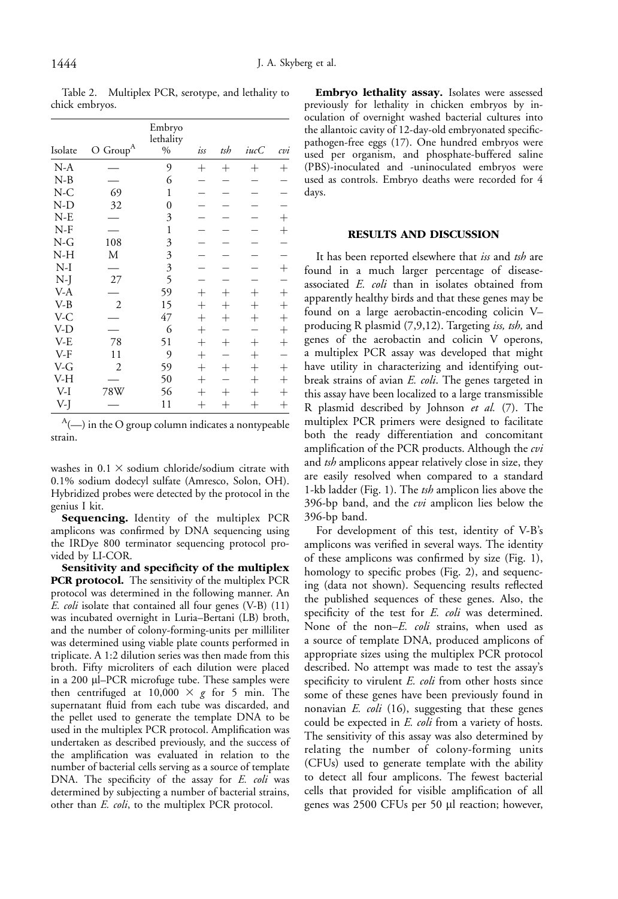Table 2. Multiplex PCR, serotype, and lethality to chick embryos.

| Isolate | O Group[A] | Embryo lethality % | *iss* | *tsh* | *iucC* | *cvi* |
|---|---|---|---|---|---|---|
| N-A | — | 9 | + | + | + | + |
| N-B | — | 6 | – | – | – | – |
| N-C | 69 | 1 | – | – | – | – |
| N-D | 32 | 0 | – | – | – | – |
| N-E | — | 3 | – | – | – | + |
| N-F | — | 1 | – | – | – | + |
| N-G | 108 | 3 | – | – | – | – |
| N-H | M | 3 | – | – | – | – |
| N-I | — | 3 | – | – | – | + |
| N-J | 27 | 5 | – | – | – | – |
| V-A | — | 59 | + | + | + | + |
| V-B | 2 | 15 | + | + | + | + |
| V-C | — | 47 | + | + | + | + |
| V-D | — | 6 | + | – | – | + |
| V-E | 78 | 51 | + | + | + | + |
| V-F | 11 | 9 | + | – | + | – |
| V-G | 2 | 59 | + | + | + | + |
| V-H | — | 50 | + | – | + | + |
| V-I | 78W | 56 | + | + | + | + |
| V-J | — | 11 | + | + | + | + |

[A](—) in the O group column indicates a nontypeable strain.

washes in 0.1 × sodium chloride/sodium citrate with 0.1% sodium dodecyl sulfate (Amresco, Solon, OH). Hybridized probes were detected by the protocol in the genius I kit.

**Sequencing.** Identity of the multiplex PCR amplicons was confirmed by DNA sequencing using the IRDye 800 terminator sequencing protocol provided by LI-COR.

**Sensitivity and specificity of the multiplex PCR protocol.** The sensitivity of the multiplex PCR protocol was determined in the following manner. An *E. coli* isolate that contained all four genes (V-B) (11) was incubated overnight in Luria–Bertani (LB) broth, and the number of colony-forming-units per milliliter was determined using viable plate counts performed in triplicate. A 1:2 dilution series was then made from this broth. Fifty microliters of each dilution were placed in a 200 μl–PCR microfuge tube. These samples were then centrifuged at 10,000 × *g* for 5 min. The supernatant fluid from each tube was discarded, and the pellet used to generate the template DNA to be used in the multiplex PCR protocol. Amplification was undertaken as described previously, and the success of the amplification was evaluated in relation to the number of bacterial cells serving as a source of template DNA. The specificity of the assay for *E. coli* was determined by subjecting a number of bacterial strains, other than *E. coli*, to the multiplex PCR protocol.

**Embryo lethality assay.** Isolates were assessed previously for lethality in chicken embryos by inoculation of overnight washed bacterial cultures into the allantoic cavity of 12-day-old embryonated specific-pathogen-free eggs (17). One hundred embryos were used per organism, and phosphate-buffered saline (PBS)-inoculated and -uninoculated embryos were used as controls. Embryo deaths were recorded for 4 days.

## RESULTS AND DISCUSSION

It has been reported elsewhere that *iss* and *tsh* are found in a much larger percentage of disease-associated *E. coli* than in isolates obtained from apparently healthy birds and that these genes may be found on a large aerobactin-encoding colicin V–producing R plasmid (7,9,12). Targeting *iss, tsh,* and genes of the aerobactin and colicin V operons, a multiplex PCR assay was developed that might have utility in characterizing and identifying outbreak strains of avian *E. coli*. The genes targeted in this assay have been localized to a large transmissible R plasmid described by Johnson *et al.* (7). The multiplex PCR primers were designed to facilitate both the ready differentiation and concomitant amplification of the PCR products. Although the *cvi* and *tsh* amplicons appear relatively close in size, they are easily resolved when compared to a standard 1-kb ladder (Fig. 1). The *tsh* amplicon lies above the 396-bp band, and the *cvi* amplicon lies below the 396-bp band.

For development of this test, identity of V-B's amplicons was verified in several ways. The identity of these amplicons was confirmed by size (Fig. 1), homology to specific probes (Fig. 2), and sequencing (data not shown). Sequencing results reflected the published sequences of these genes. Also, the specificity of the test for *E. coli* was determined. None of the non–*E. coli* strains, when used as a source of template DNA, produced amplicons of appropriate sizes using the multiplex PCR protocol described. No attempt was made to test the assay's specificity to virulent *E. coli* from other hosts since some of these genes have been previously found in nonavian *E. coli* (16), suggesting that these genes could be expected in *E. coli* from a variety of hosts. The sensitivity of this assay was also determined by relating the number of colony-forming units (CFUs) used to generate template with the ability to detect all four amplicons. The fewest bacterial cells that provided for visible amplification of all genes was 2500 CFUs per 50 μl reaction; however,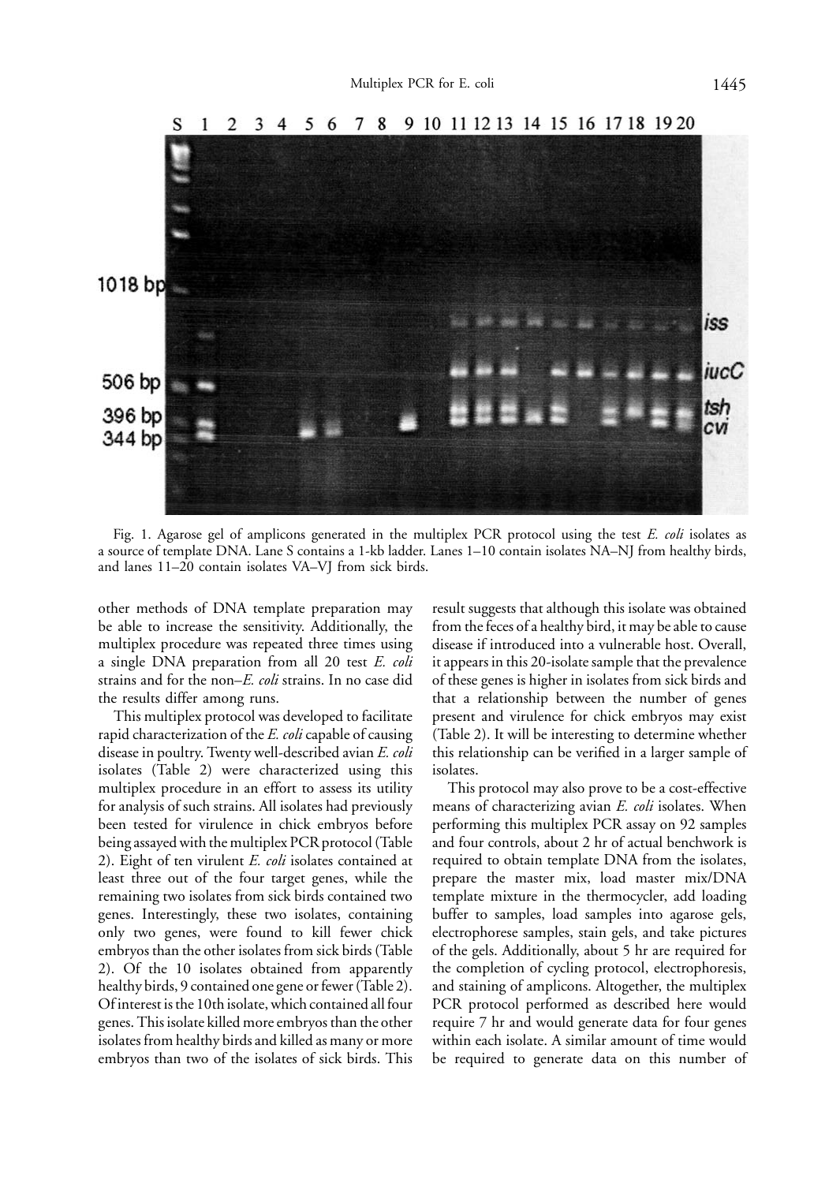Fig. 1. Agarose gel of amplicons generated in the multiplex PCR protocol using the test *E. coli* isolates as a source of template DNA. Lane S contains a 1-kb ladder. Lanes 1–10 contain isolates NA–NJ from healthy birds, and lanes 11–20 contain isolates VA–VJ from sick birds.

other methods of DNA template preparation may be able to increase the sensitivity. Additionally, the multiplex procedure was repeated three times using a single DNA preparation from all 20 test *E. coli* strains and for the non–*E. coli* strains. In no case did the results differ among runs.

This multiplex protocol was developed to facilitate rapid characterization of the *E. coli* capable of causing disease in poultry. Twenty well-described avian *E. coli* isolates (Table 2) were characterized using this multiplex procedure in an effort to assess its utility for analysis of such strains. All isolates had previously been tested for virulence in chick embryos before being assayed with the multiplex PCR protocol (Table 2). Eight of ten virulent *E. coli* isolates contained at least three out of the four target genes, while the remaining two isolates from sick birds contained two genes. Interestingly, these two isolates, containing only two genes, were found to kill fewer chick embryos than the other isolates from sick birds (Table 2). Of the 10 isolates obtained from apparently healthy birds, 9 contained one gene or fewer (Table 2). Of interest is the 10th isolate, which contained all four genes. This isolate killed more embryos than the other isolates from healthy birds and killed as many or more embryos than two of the isolates of sick birds. This result suggests that although this isolate was obtained from the feces of a healthy bird, it may be able to cause disease if introduced into a vulnerable host. Overall, it appears in this 20-isolate sample that the prevalence of these genes is higher in isolates from sick birds and that a relationship between the number of genes present and virulence for chick embryos may exist (Table 2). It will be interesting to determine whether this relationship can be verified in a larger sample of isolates.

This protocol may also prove to be a cost-effective means of characterizing avian *E. coli* isolates. When performing this multiplex PCR assay on 92 samples and four controls, about 2 hr of actual benchwork is required to obtain template DNA from the isolates, prepare the master mix, load master mix/DNA template mixture in the thermocycler, add loading buffer to samples, load samples into agarose gels, electrophorese samples, stain gels, and take pictures of the gels. Additionally, about 5 hr are required for the completion of cycling protocol, electrophoresis, and staining of amplicons. Altogether, the multiplex PCR protocol performed as described here would require 7 hr and would generate data for four genes within each isolate. A similar amount of time would be required to generate data on this number of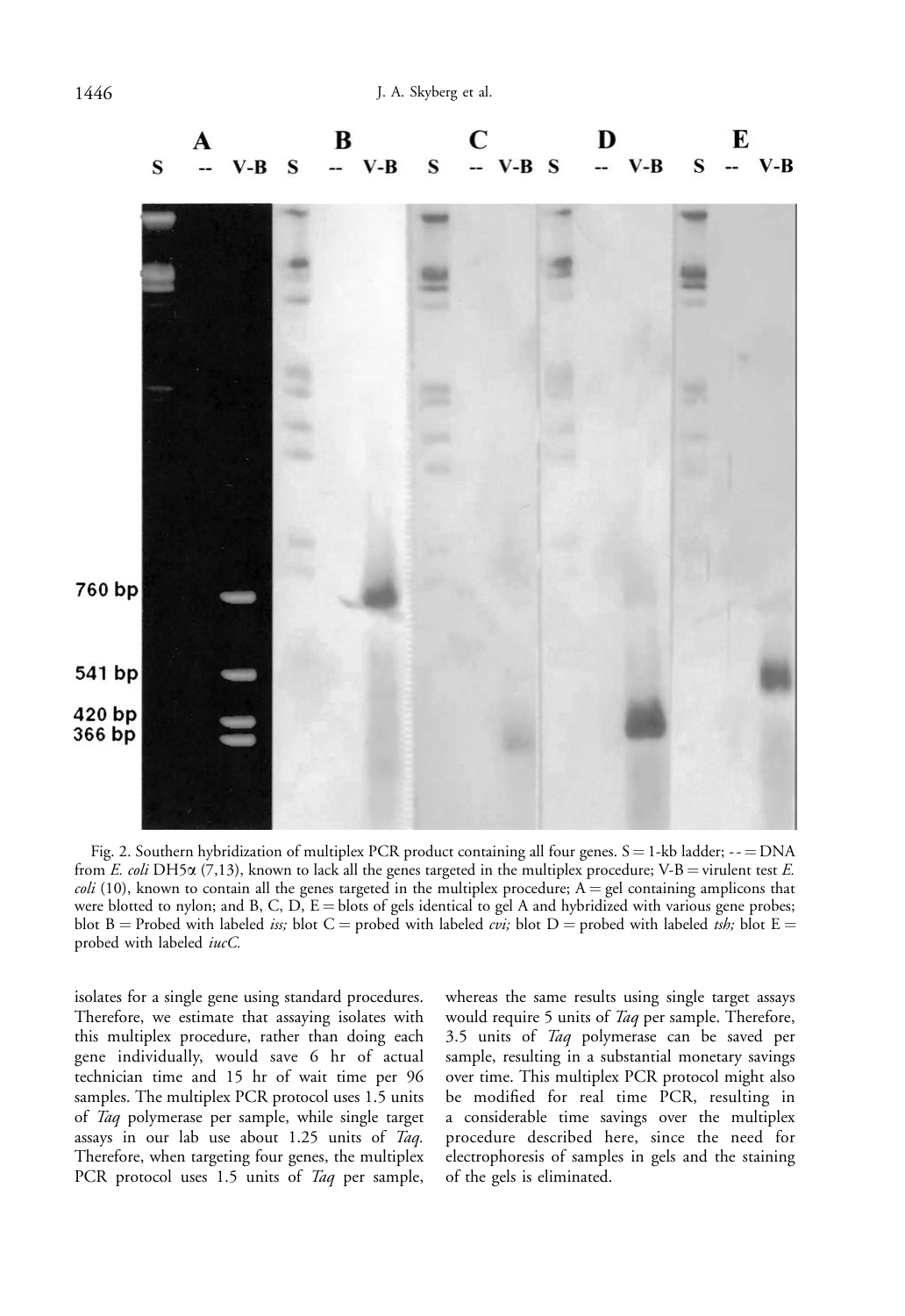Fig. 2. Southern hybridization of multiplex PCR product containing all four genes. S = 1-kb ladder; -- = DNA from *E. coli* DH5α (7,13), known to lack all the genes targeted in the multiplex procedure; V-B = virulent test *E. coli* (10), known to contain all the genes targeted in the multiplex procedure; A = gel containing amplicons that were blotted to nylon; and B, C, D, E = blots of gels identical to gel A and hybridized with various gene probes; blot B = Probed with labeled *iss;* blot C = probed with labeled *cvi;* blot D = probed with labeled *tsh;* blot E = probed with labeled *iucC.*

isolates for a single gene using standard procedures. Therefore, we estimate that assaying isolates with this multiplex procedure, rather than doing each gene individually, would save 6 hr of actual technician time and 15 hr of wait time per 96 samples. The multiplex PCR protocol uses 1.5 units of *Taq* polymerase per sample, while single target assays in our lab use about 1.25 units of *Taq.* Therefore, when targeting four genes, the multiplex PCR protocol uses 1.5 units of *Taq* per sample, whereas the same results using single target assays would require 5 units of *Taq* per sample. Therefore, 3.5 units of *Taq* polymerase can be saved per sample, resulting in a substantial monetary savings over time. This multiplex PCR protocol might also be modified for real time PCR, resulting in a considerable time savings over the multiplex procedure described here, since the need for electrophoresis of samples in gels and the staining of the gels is eliminated.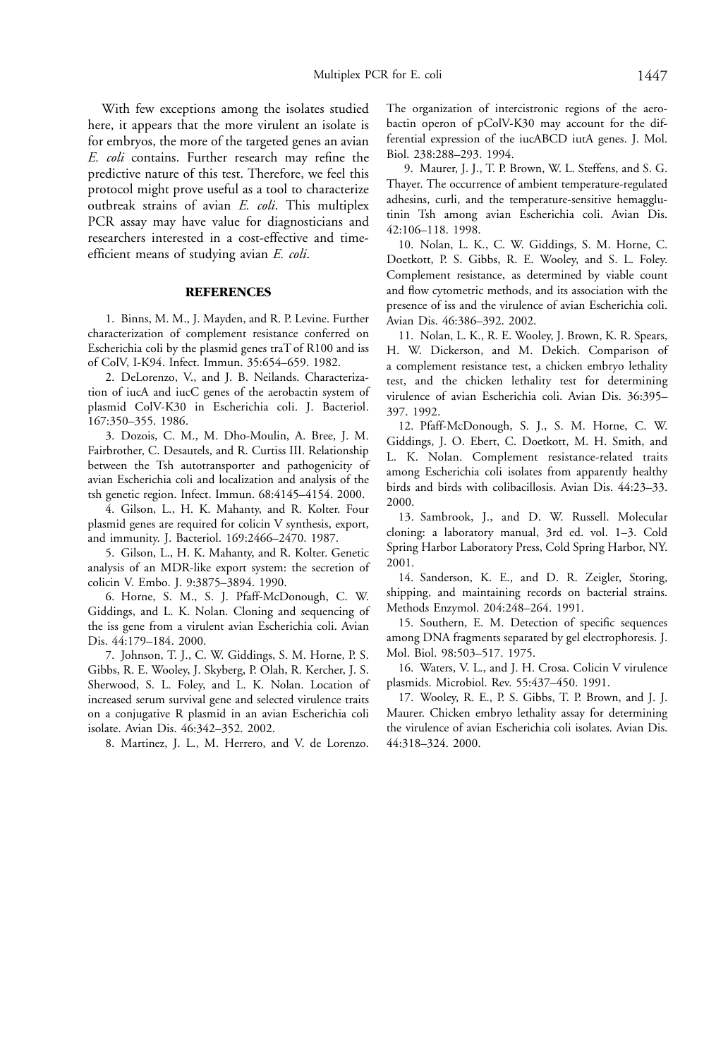With few exceptions among the isolates studied here, it appears that the more virulent an isolate is for embryos, the more of the targeted genes an avian *E. coli* contains. Further research may refine the predictive nature of this test. Therefore, we feel this protocol might prove useful as a tool to characterize outbreak strains of avian *E. coli*. This multiplex PCR assay may have value for diagnosticians and researchers interested in a cost-effective and time-efficient means of studying avian *E. coli*.

## REFERENCES

1. Binns, M. M., J. Mayden, and R. P. Levine. Further characterization of complement resistance conferred on Escherichia coli by the plasmid genes traT of R100 and iss of ColV, I-K94. Infect. Immun. 35:654–659. 1982.

2. DeLorenzo, V., and J. B. Neilands. Characterization of iucA and iucC genes of the aerobactin system of plasmid ColV-K30 in Escherichia coli. J. Bacteriol. 167:350–355. 1986.

3. Dozois, C. M., M. Dho-Moulin, A. Bree, J. M. Fairbrother, C. Desautels, and R. Curtiss III. Relationship between the Tsh autotransporter and pathogenicity of avian Escherichia coli and localization and analysis of the tsh genetic region. Infect. Immun. 68:4145–4154. 2000.

4. Gilson, L., H. K. Mahanty, and R. Kolter. Four plasmid genes are required for colicin V synthesis, export, and immunity. J. Bacteriol. 169:2466–2470. 1987.

5. Gilson, L., H. K. Mahanty, and R. Kolter. Genetic analysis of an MDR-like export system: the secretion of colicin V. Embo. J. 9:3875–3894. 1990.

6. Horne, S. M., S. J. Pfaff-McDonough, C. W. Giddings, and L. K. Nolan. Cloning and sequencing of the iss gene from a virulent avian Escherichia coli. Avian Dis. 44:179–184. 2000.

7. Johnson, T. J., C. W. Giddings, S. M. Horne, P. S. Gibbs, R. E. Wooley, J. Skyberg, P. Olah, R. Kercher, J. S. Sherwood, S. L. Foley, and L. K. Nolan. Location of increased serum survival gene and selected virulence traits on a conjugative R plasmid in an avian Escherichia coli isolate. Avian Dis. 46:342–352. 2002.

8. Martinez, J. L., M. Herrero, and V. de Lorenzo. The organization of intercistronic regions of the aerobactin operon of pColV-K30 may account for the differential expression of the iucABCD iutA genes. J. Mol. Biol. 238:288–293. 1994.

9. Maurer, J. J., T. P. Brown, W. L. Steffens, and S. G. Thayer. The occurrence of ambient temperature-regulated adhesins, curli, and the temperature-sensitive hemagglutinin Tsh among avian Escherichia coli. Avian Dis. 42:106–118. 1998.

10. Nolan, L. K., C. W. Giddings, S. M. Horne, C. Doetkott, P. S. Gibbs, R. E. Wooley, and S. L. Foley. Complement resistance, as determined by viable count and flow cytometric methods, and its association with the presence of iss and the virulence of avian Escherichia coli. Avian Dis. 46:386–392. 2002.

11. Nolan, L. K., R. E. Wooley, J. Brown, K. R. Spears, H. W. Dickerson, and M. Dekich. Comparison of a complement resistance test, a chicken embryo lethality test, and the chicken lethality test for determining virulence of avian Escherichia coli. Avian Dis. 36:395–397. 1992.

12. Pfaff-McDonough, S. J., S. M. Horne, C. W. Giddings, J. O. Ebert, C. Doetkott, M. H. Smith, and L. K. Nolan. Complement resistance-related traits among Escherichia coli isolates from apparently healthy birds and birds with colibacillosis. Avian Dis. 44:23–33. 2000.

13. Sambrook, J., and D. W. Russell. Molecular cloning: a laboratory manual, 3rd ed. vol. 1–3. Cold Spring Harbor Laboratory Press, Cold Spring Harbor, NY. 2001.

14. Sanderson, K. E., and D. R. Zeigler, Storing, shipping, and maintaining records on bacterial strains. Methods Enzymol. 204:248–264. 1991.

15. Southern, E. M. Detection of specific sequences among DNA fragments separated by gel electrophoresis. J. Mol. Biol. 98:503–517. 1975.

16. Waters, V. L., and J. H. Crosa. Colicin V virulence plasmids. Microbiol. Rev. 55:437–450. 1991.

17. Wooley, R. E., P. S. Gibbs, T. P. Brown, and J. J. Maurer. Chicken embryo lethality assay for determining the virulence of avian Escherichia coli isolates. Avian Dis. 44:318–324. 2000.